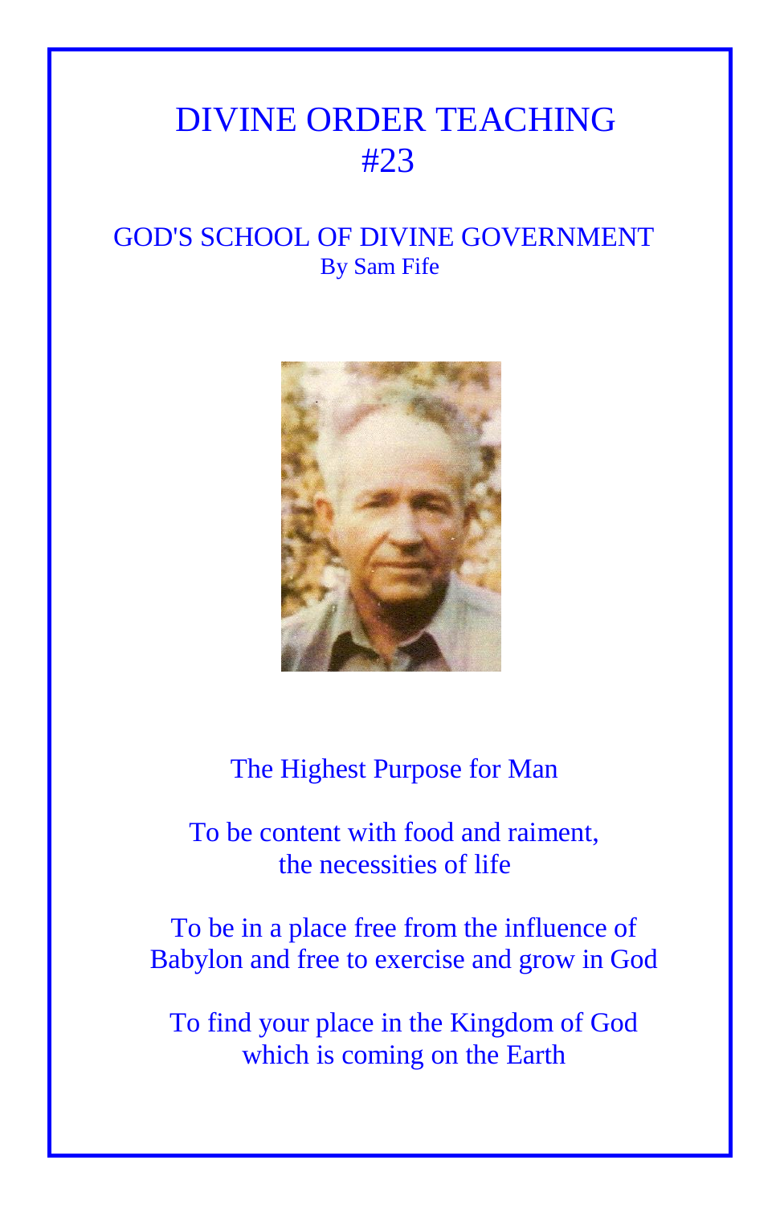# DIVINE ORDER TEACHING
# #23

## GOD'S SCHOOL OF DIVINE GOVERNMENT

By Sam Fife

The Highest Purpose for Man

To be content with food and raiment,
the necessities of life

To be in a place free from the influence of
Babylon and free to exercise and grow in God

To find your place in the Kingdom of God
which is coming on the Earth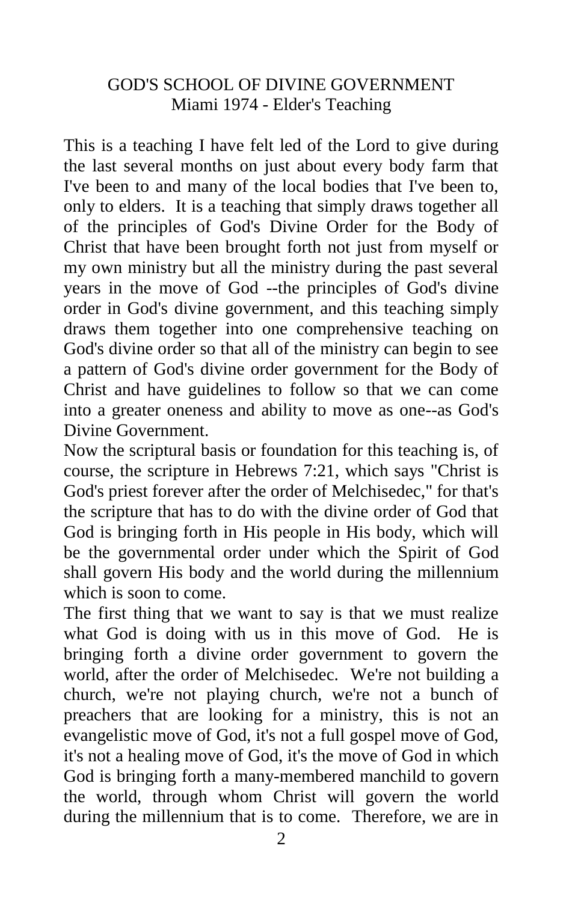# GOD'S SCHOOL OF DIVINE GOVERNMENT

Miami 1974 - Elder's Teaching

This is a teaching I have felt led of the Lord to give during the last several months on just about every body farm that I've been to and many of the local bodies that I've been to, only to elders. It is a teaching that simply draws together all of the principles of God's Divine Order for the Body of Christ that have been brought forth not just from myself or my own ministry but all the ministry during the past several years in the move of God --the principles of God's divine order in God's divine government, and this teaching simply draws them together into one comprehensive teaching on God's divine order so that all of the ministry can begin to see a pattern of God's divine order government for the Body of Christ and have guidelines to follow so that we can come into a greater oneness and ability to move as one--as God's Divine Government.

Now the scriptural basis or foundation for this teaching is, of course, the scripture in Hebrews 7:21, which says "Christ is God's priest forever after the order of Melchisedec," for that's the scripture that has to do with the divine order of God that God is bringing forth in His people in His body, which will be the governmental order under which the Spirit of God shall govern His body and the world during the millennium which is soon to come.

The first thing that we want to say is that we must realize what God is doing with us in this move of God. He is bringing forth a divine order government to govern the world, after the order of Melchisedec. We're not building a church, we're not playing church, we're not a bunch of preachers that are looking for a ministry, this is not an evangelistic move of God, it's not a full gospel move of God, it's not a healing move of God, it's the move of God in which God is bringing forth a many-membered manchild to govern the world, through whom Christ will govern the world during the millennium that is to come. Therefore, we are in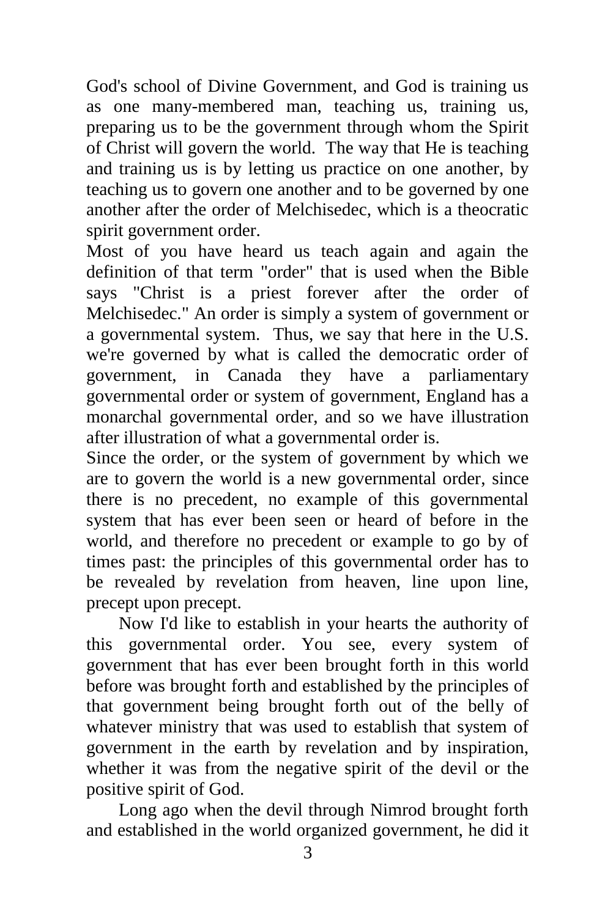God's school of Divine Government, and God is training us as one many-membered man, teaching us, training us, preparing us to be the government through whom the Spirit of Christ will govern the world. The way that He is teaching and training us is by letting us practice on one another, by teaching us to govern one another and to be governed by one another after the order of Melchisedec, which is a theocratic spirit government order.

Most of you have heard us teach again and again the definition of that term "order" that is used when the Bible says "Christ is a priest forever after the order of Melchisedec." An order is simply a system of government or a governmental system. Thus, we say that here in the U.S. we're governed by what is called the democratic order of government, in Canada they have a parliamentary governmental order or system of government, England has a monarchal governmental order, and so we have illustration after illustration of what a governmental order is.

Since the order, or the system of government by which we are to govern the world is a new governmental order, since there is no precedent, no example of this governmental system that has ever been seen or heard of before in the world, and therefore no precedent or example to go by of times past: the principles of this governmental order has to be revealed by revelation from heaven, line upon line, precept upon precept.

Now I'd like to establish in your hearts the authority of this governmental order. You see, every system of government that has ever been brought forth in this world before was brought forth and established by the principles of that government being brought forth out of the belly of whatever ministry that was used to establish that system of government in the earth by revelation and by inspiration, whether it was from the negative spirit of the devil or the positive spirit of God.

Long ago when the devil through Nimrod brought forth and established in the world organized government, he did it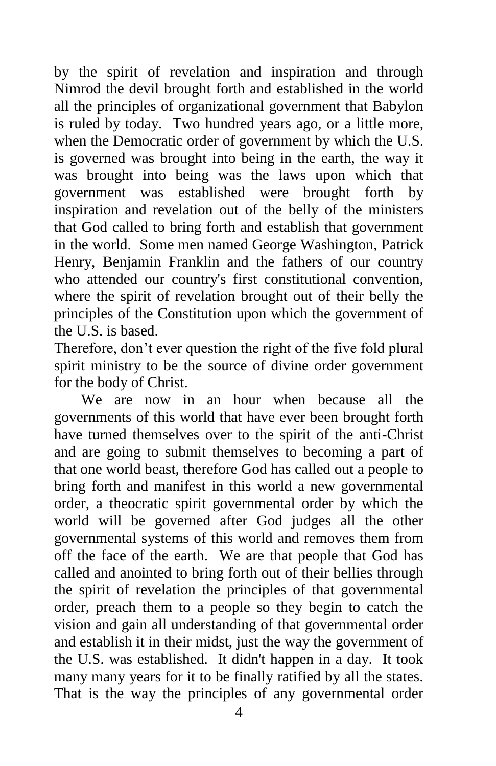by the spirit of revelation and inspiration and through Nimrod the devil brought forth and established in the world all the principles of organizational government that Babylon is ruled by today. Two hundred years ago, or a little more, when the Democratic order of government by which the U.S. is governed was brought into being in the earth, the way it was brought into being was the laws upon which that government was established were brought forth by inspiration and revelation out of the belly of the ministers that God called to bring forth and establish that government in the world. Some men named George Washington, Patrick Henry, Benjamin Franklin and the fathers of our country who attended our country's first constitutional convention, where the spirit of revelation brought out of their belly the principles of the Constitution upon which the government of the U.S. is based.

Therefore, don't ever question the right of the five fold plural spirit ministry to be the source of divine order government for the body of Christ.

We are now in an hour when because all the governments of this world that have ever been brought forth have turned themselves over to the spirit of the anti-Christ and are going to submit themselves to becoming a part of that one world beast, therefore God has called out a people to bring forth and manifest in this world a new governmental order, a theocratic spirit governmental order by which the world will be governed after God judges all the other governmental systems of this world and removes them from off the face of the earth. We are that people that God has called and anointed to bring forth out of their bellies through the spirit of revelation the principles of that governmental order, preach them to a people so they begin to catch the vision and gain all understanding of that governmental order and establish it in their midst, just the way the government of the U.S. was established. It didn't happen in a day. It took many many years for it to be finally ratified by all the states. That is the way the principles of any governmental order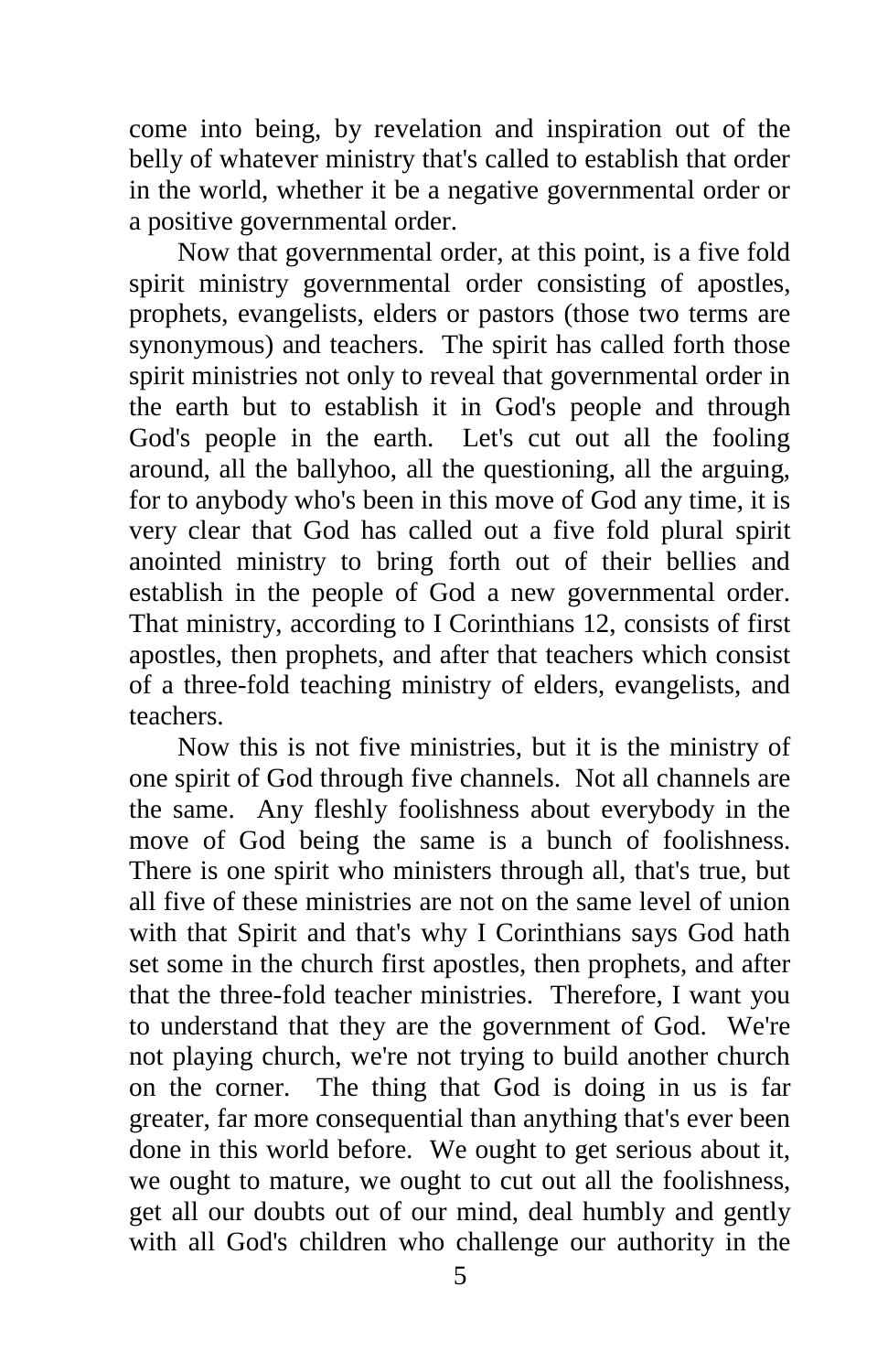come into being, by revelation and inspiration out of the belly of whatever ministry that's called to establish that order in the world, whether it be a negative governmental order or a positive governmental order.

Now that governmental order, at this point, is a five fold spirit ministry governmental order consisting of apostles, prophets, evangelists, elders or pastors (those two terms are synonymous) and teachers. The spirit has called forth those spirit ministries not only to reveal that governmental order in the earth but to establish it in God's people and through God's people in the earth. Let's cut out all the fooling around, all the ballyhoo, all the questioning, all the arguing, for to anybody who's been in this move of God any time, it is very clear that God has called out a five fold plural spirit anointed ministry to bring forth out of their bellies and establish in the people of God a new governmental order. That ministry, according to I Corinthians 12, consists of first apostles, then prophets, and after that teachers which consist of a three-fold teaching ministry of elders, evangelists, and teachers.

Now this is not five ministries, but it is the ministry of one spirit of God through five channels. Not all channels are the same. Any fleshly foolishness about everybody in the move of God being the same is a bunch of foolishness. There is one spirit who ministers through all, that's true, but all five of these ministries are not on the same level of union with that Spirit and that's why I Corinthians says God hath set some in the church first apostles, then prophets, and after that the three-fold teacher ministries. Therefore, I want you to understand that they are the government of God. We're not playing church, we're not trying to build another church on the corner. The thing that God is doing in us is far greater, far more consequential than anything that's ever been done in this world before. We ought to get serious about it, we ought to mature, we ought to cut out all the foolishness, get all our doubts out of our mind, deal humbly and gently with all God's children who challenge our authority in the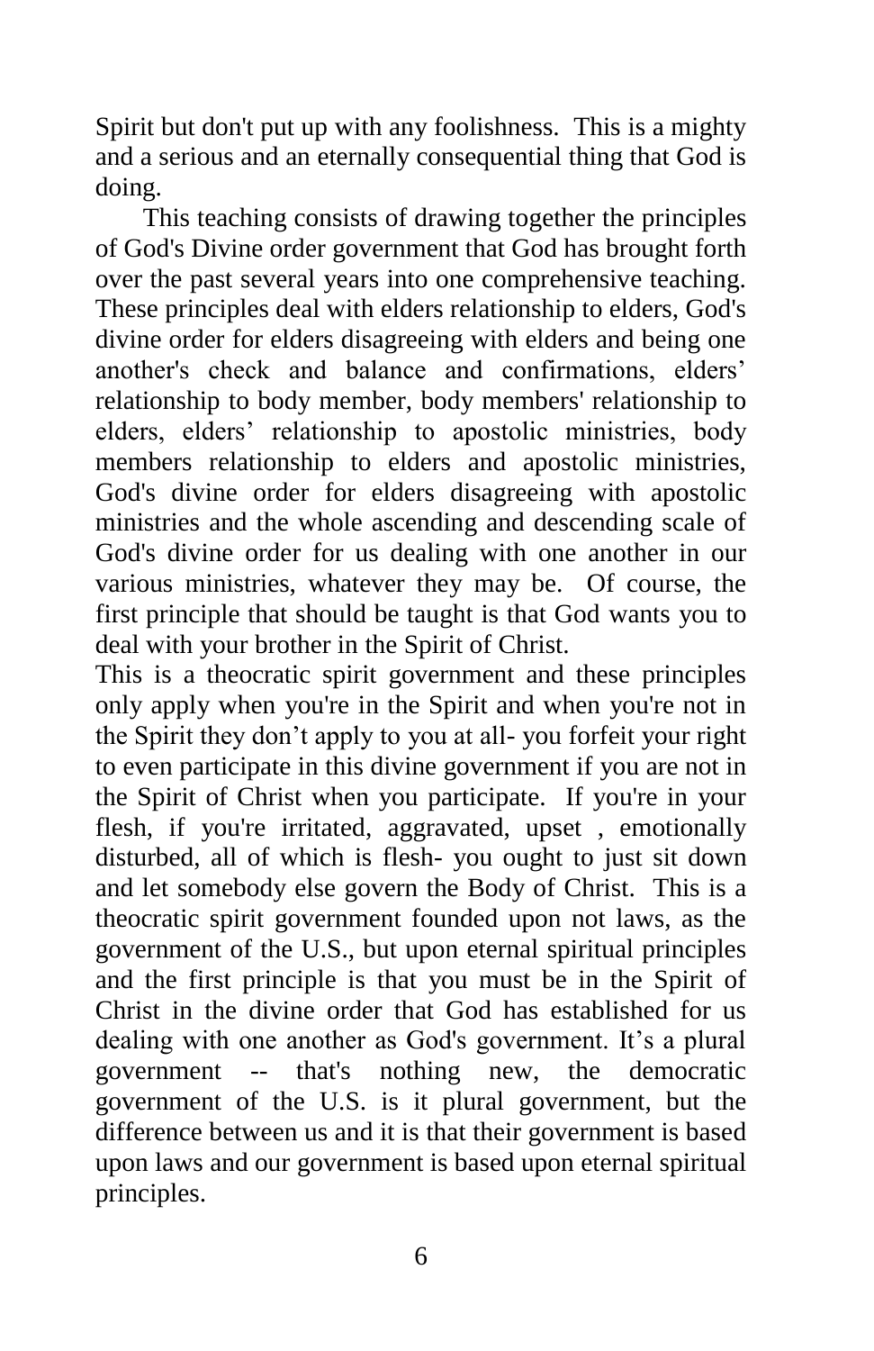Spirit but don't put up with any foolishness. This is a mighty and a serious and an eternally consequential thing that God is doing.

This teaching consists of drawing together the principles of God's Divine order government that God has brought forth over the past several years into one comprehensive teaching. These principles deal with elders relationship to elders, God's divine order for elders disagreeing with elders and being one another's check and balance and confirmations, elders' relationship to body member, body members' relationship to elders, elders' relationship to apostolic ministries, body members relationship to elders and apostolic ministries, God's divine order for elders disagreeing with apostolic ministries and the whole ascending and descending scale of God's divine order for us dealing with one another in our various ministries, whatever they may be. Of course, the first principle that should be taught is that God wants you to deal with your brother in the Spirit of Christ.

This is a theocratic spirit government and these principles only apply when you're in the Spirit and when you're not in the Spirit they don't apply to you at all- you forfeit your right to even participate in this divine government if you are not in the Spirit of Christ when you participate. If you're in your flesh, if you're irritated, aggravated, upset , emotionally disturbed, all of which is flesh- you ought to just sit down and let somebody else govern the Body of Christ. This is a theocratic spirit government founded upon not laws, as the government of the U.S., but upon eternal spiritual principles and the first principle is that you must be in the Spirit of Christ in the divine order that God has established for us dealing with one another as God's government. It's a plural government -- that's nothing new, the democratic government of the U.S. is it plural government, but the difference between us and it is that their government is based upon laws and our government is based upon eternal spiritual principles.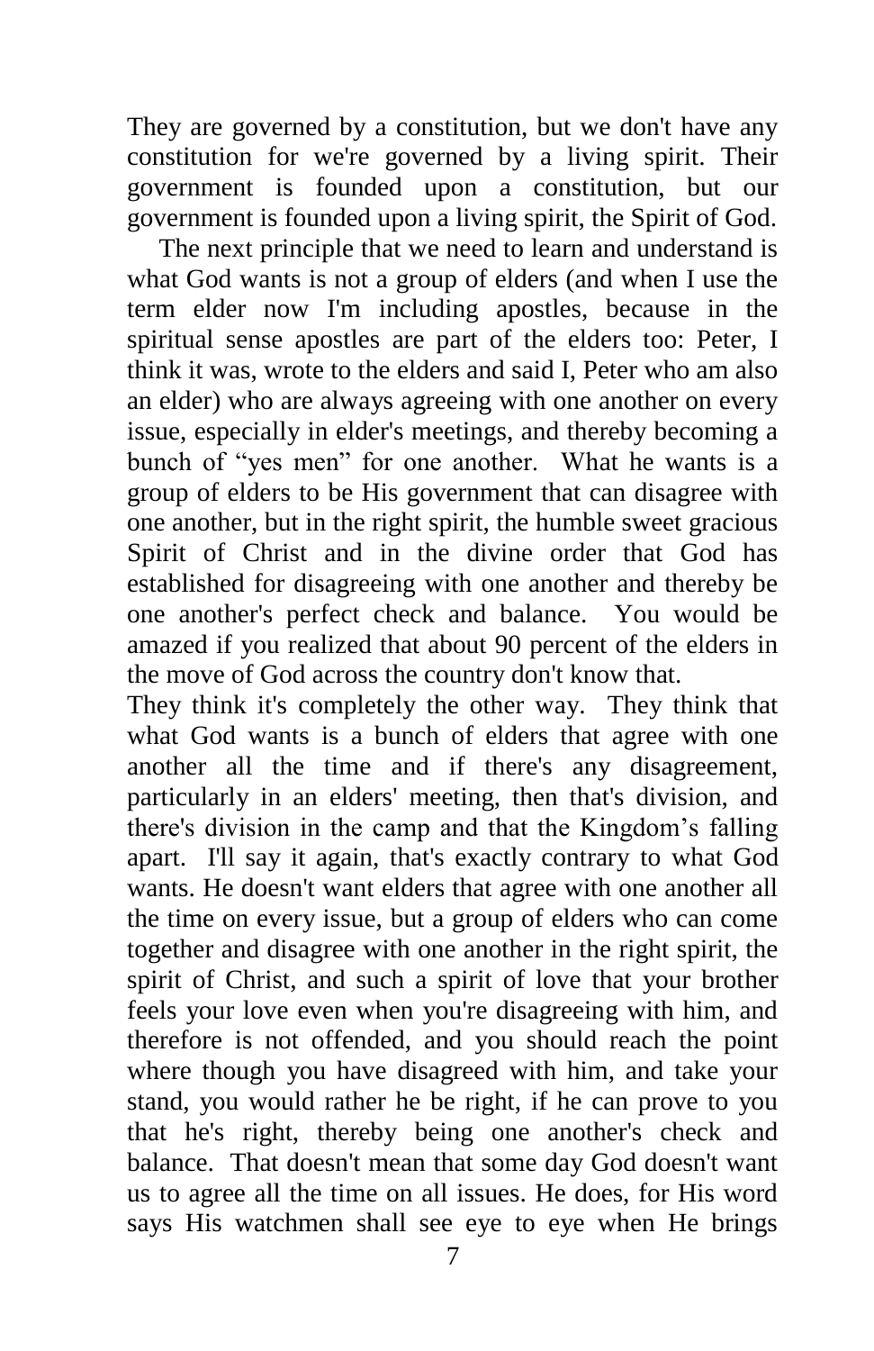They are governed by a constitution, but we don't have any constitution for we're governed by a living spirit. Their government is founded upon a constitution, but our government is founded upon a living spirit, the Spirit of God.

The next principle that we need to learn and understand is what God wants is not a group of elders (and when I use the term elder now I'm including apostles, because in the spiritual sense apostles are part of the elders too: Peter, I think it was, wrote to the elders and said I, Peter who am also an elder) who are always agreeing with one another on every issue, especially in elder's meetings, and thereby becoming a bunch of "yes men" for one another. What he wants is a group of elders to be His government that can disagree with one another, but in the right spirit, the humble sweet gracious Spirit of Christ and in the divine order that God has established for disagreeing with one another and thereby be one another's perfect check and balance. You would be amazed if you realized that about 90 percent of the elders in the move of God across the country don't know that.

They think it's completely the other way. They think that what God wants is a bunch of elders that agree with one another all the time and if there's any disagreement, particularly in an elders' meeting, then that's division, and there's division in the camp and that the Kingdom's falling apart. I'll say it again, that's exactly contrary to what God wants. He doesn't want elders that agree with one another all the time on every issue, but a group of elders who can come together and disagree with one another in the right spirit, the spirit of Christ, and such a spirit of love that your brother feels your love even when you're disagreeing with him, and therefore is not offended, and you should reach the point where though you have disagreed with him, and take your stand, you would rather he be right, if he can prove to you that he's right, thereby being one another's check and balance. That doesn't mean that some day God doesn't want us to agree all the time on all issues. He does, for His word says His watchmen shall see eye to eye when He brings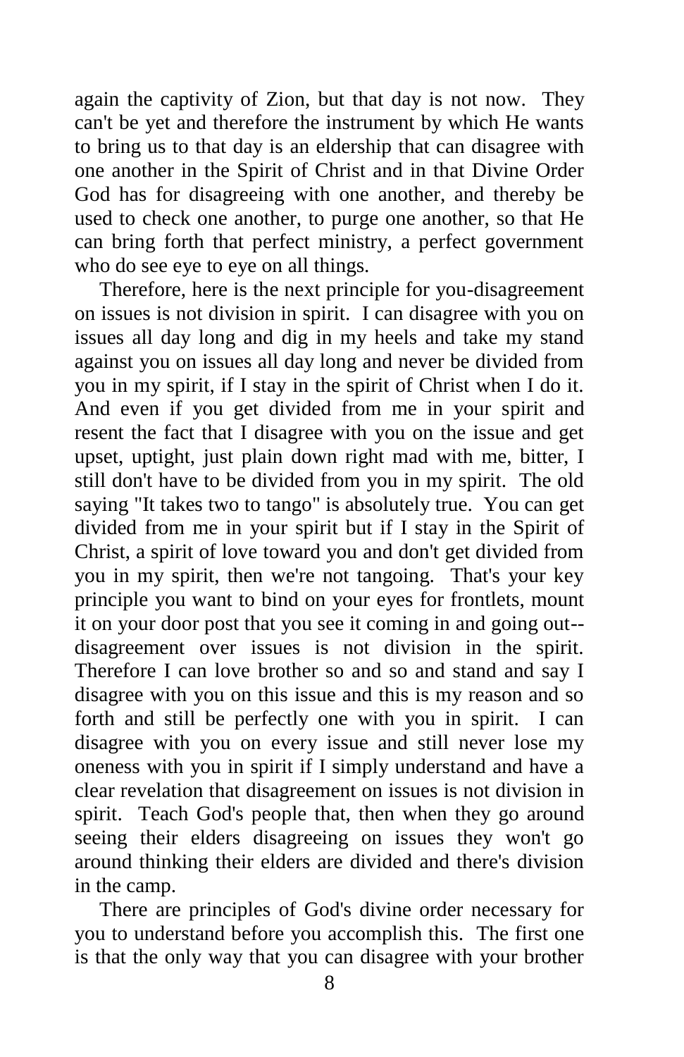again the captivity of Zion, but that day is not now. They can't be yet and therefore the instrument by which He wants to bring us to that day is an eldership that can disagree with one another in the Spirit of Christ and in that Divine Order God has for disagreeing with one another, and thereby be used to check one another, to purge one another, so that He can bring forth that perfect ministry, a perfect government who do see eye to eye on all things.

Therefore, here is the next principle for you-disagreement on issues is not division in spirit. I can disagree with you on issues all day long and dig in my heels and take my stand against you on issues all day long and never be divided from you in my spirit, if I stay in the spirit of Christ when I do it. And even if you get divided from me in your spirit and resent the fact that I disagree with you on the issue and get upset, uptight, just plain down right mad with me, bitter, I still don't have to be divided from you in my spirit. The old saying "It takes two to tango" is absolutely true. You can get divided from me in your spirit but if I stay in the Spirit of Christ, a spirit of love toward you and don't get divided from you in my spirit, then we're not tangoing. That's your key principle you want to bind on your eyes for frontlets, mount it on your door post that you see it coming in and going out--disagreement over issues is not division in the spirit. Therefore I can love brother so and so and stand and say I disagree with you on this issue and this is my reason and so forth and still be perfectly one with you in spirit. I can disagree with you on every issue and still never lose my oneness with you in spirit if I simply understand and have a clear revelation that disagreement on issues is not division in spirit. Teach God's people that, then when they go around seeing their elders disagreeing on issues they won't go around thinking their elders are divided and there's division in the camp.

There are principles of God's divine order necessary for you to understand before you accomplish this. The first one is that the only way that you can disagree with your brother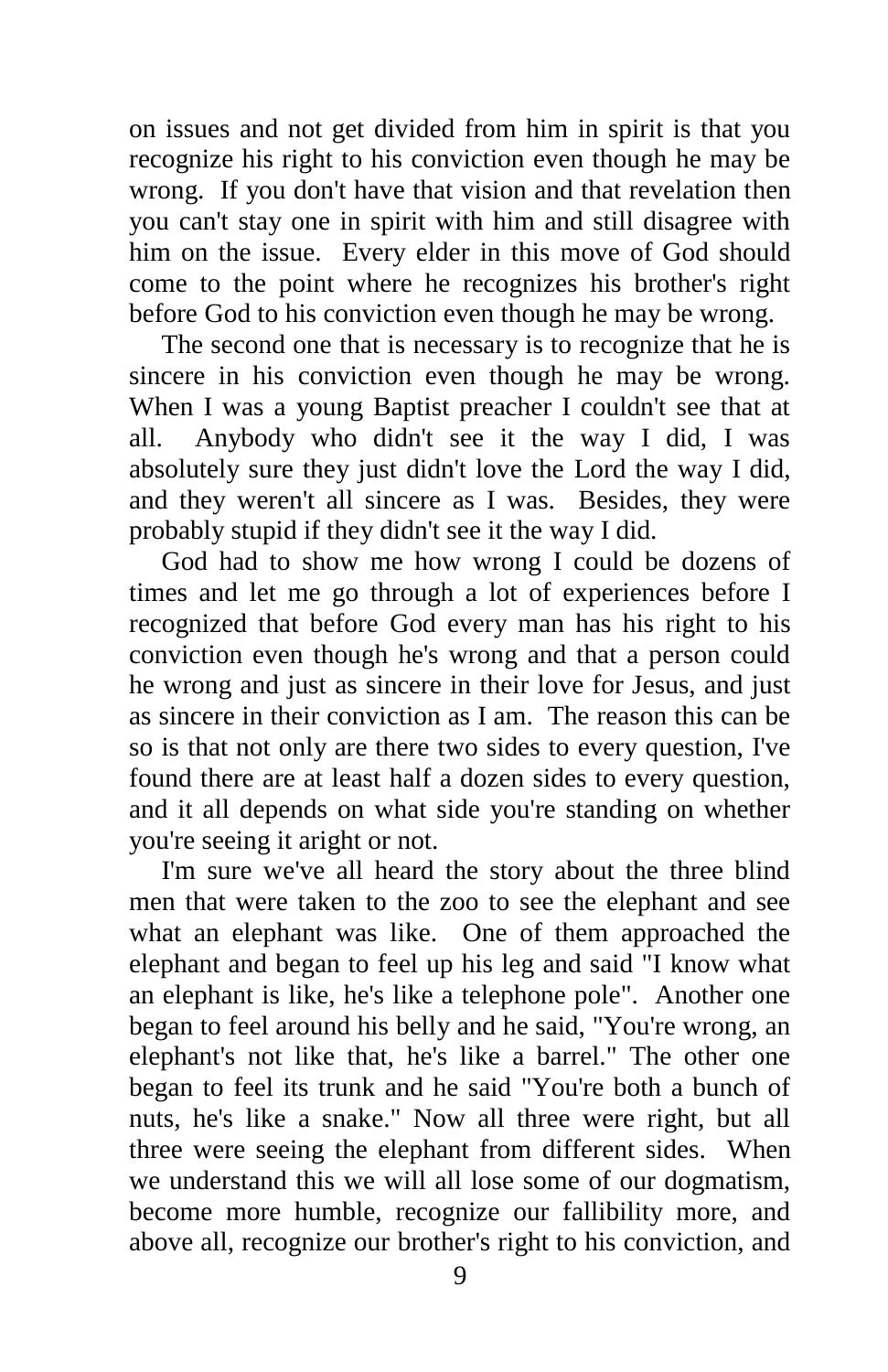on issues and not get divided from him in spirit is that you recognize his right to his conviction even though he may be wrong. If you don't have that vision and that revelation then you can't stay one in spirit with him and still disagree with him on the issue. Every elder in this move of God should come to the point where he recognizes his brother's right before God to his conviction even though he may be wrong.

The second one that is necessary is to recognize that he is sincere in his conviction even though he may be wrong. When I was a young Baptist preacher I couldn't see that at all. Anybody who didn't see it the way I did, I was absolutely sure they just didn't love the Lord the way I did, and they weren't all sincere as I was. Besides, they were probably stupid if they didn't see it the way I did.

God had to show me how wrong I could be dozens of times and let me go through a lot of experiences before I recognized that before God every man has his right to his conviction even though he's wrong and that a person could he wrong and just as sincere in their love for Jesus, and just as sincere in their conviction as I am. The reason this can be so is that not only are there two sides to every question, I've found there are at least half a dozen sides to every question, and it all depends on what side you're standing on whether you're seeing it aright or not.

I'm sure we've all heard the story about the three blind men that were taken to the zoo to see the elephant and see what an elephant was like. One of them approached the elephant and began to feel up his leg and said "I know what an elephant is like, he's like a telephone pole". Another one began to feel around his belly and he said, "You're wrong, an elephant's not like that, he's like a barrel." The other one began to feel its trunk and he said "You're both a bunch of nuts, he's like a snake." Now all three were right, but all three were seeing the elephant from different sides. When we understand this we will all lose some of our dogmatism, become more humble, recognize our fallibility more, and above all, recognize our brother's right to his conviction, and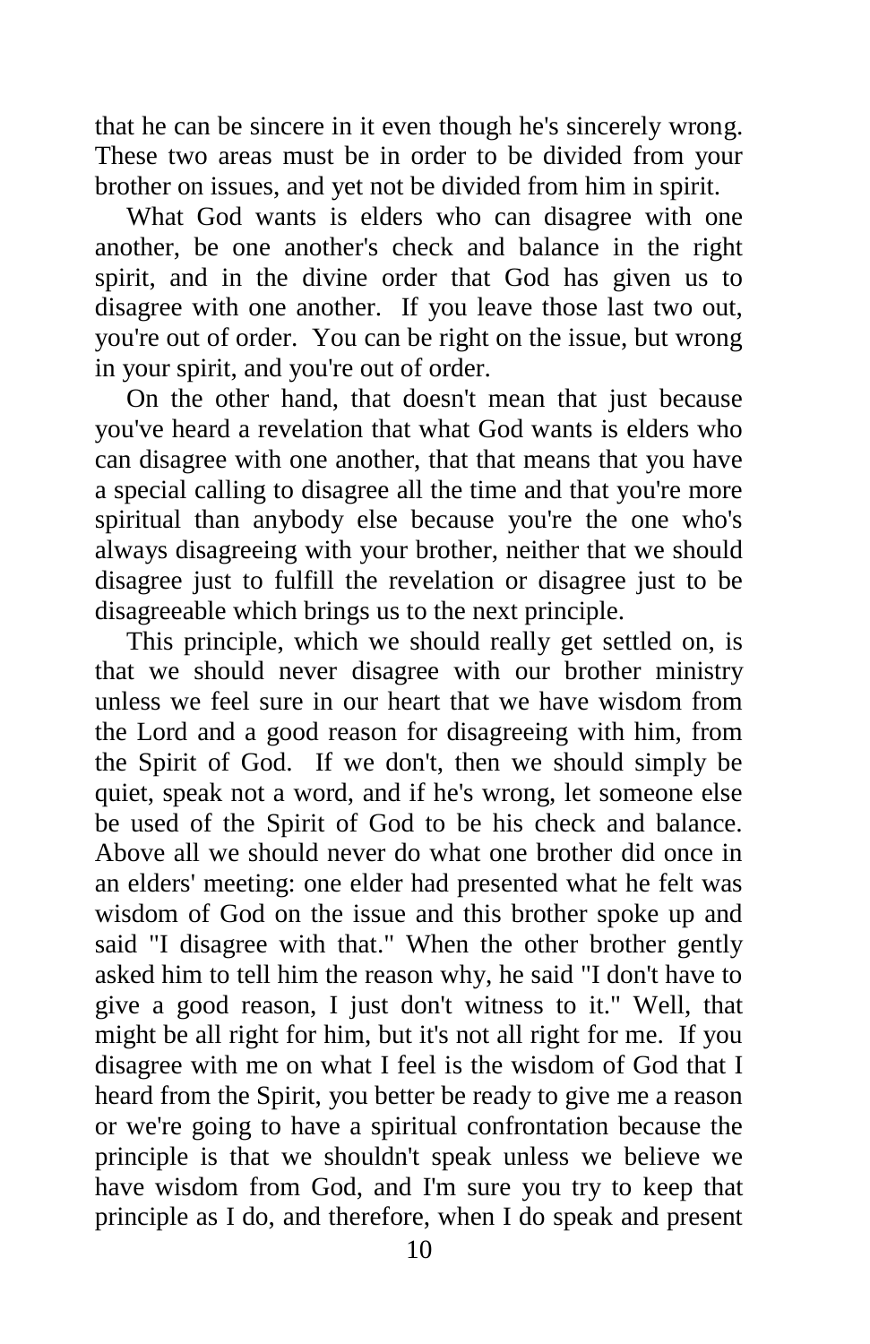that he can be sincere in it even though he's sincerely wrong. These two areas must be in order to be divided from your brother on issues, and yet not be divided from him in spirit.

What God wants is elders who can disagree with one another, be one another's check and balance in the right spirit, and in the divine order that God has given us to disagree with one another. If you leave those last two out, you're out of order. You can be right on the issue, but wrong in your spirit, and you're out of order.

On the other hand, that doesn't mean that just because you've heard a revelation that what God wants is elders who can disagree with one another, that that means that you have a special calling to disagree all the time and that you're more spiritual than anybody else because you're the one who's always disagreeing with your brother, neither that we should disagree just to fulfill the revelation or disagree just to be disagreeable which brings us to the next principle.

This principle, which we should really get settled on, is that we should never disagree with our brother ministry unless we feel sure in our heart that we have wisdom from the Lord and a good reason for disagreeing with him, from the Spirit of God. If we don't, then we should simply be quiet, speak not a word, and if he's wrong, let someone else be used of the Spirit of God to be his check and balance. Above all we should never do what one brother did once in an elders' meeting: one elder had presented what he felt was wisdom of God on the issue and this brother spoke up and said "I disagree with that." When the other brother gently asked him to tell him the reason why, he said "I don't have to give a good reason, I just don't witness to it." Well, that might be all right for him, but it's not all right for me. If you disagree with me on what I feel is the wisdom of God that I heard from the Spirit, you better be ready to give me a reason or we're going to have a spiritual confrontation because the principle is that we shouldn't speak unless we believe we have wisdom from God, and I'm sure you try to keep that principle as I do, and therefore, when I do speak and present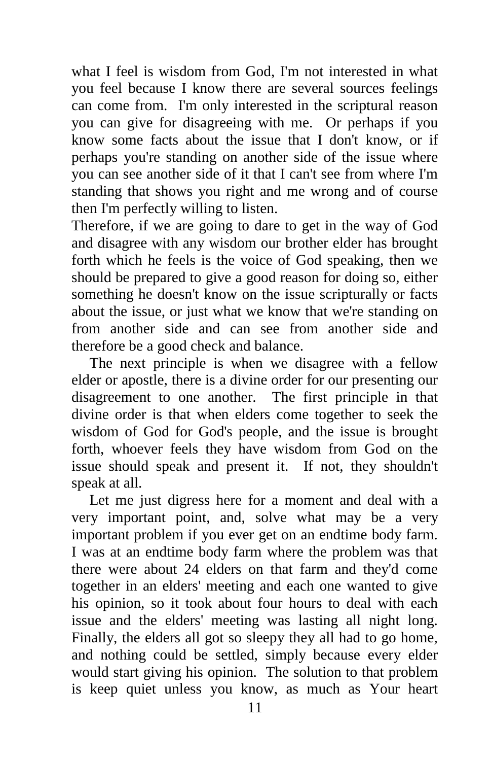what I feel is wisdom from God, I'm not interested in what you feel because I know there are several sources feelings can come from.  I'm only interested in the scriptural reason you can give for disagreeing with me.  Or perhaps if you know some facts about the issue that I don't know, or if perhaps you're standing on another side of the issue where you can see another side of it that I can't see from where I'm standing that shows you right and me wrong and of course then I'm perfectly willing to listen.

Therefore, if we are going to dare to get in the way of God and disagree with any wisdom our brother elder has brought forth which he feels is the voice of God speaking, then we should be prepared to give a good reason for doing so, either something he doesn't know on the issue scripturally or facts about the issue, or just what we know that we're standing on from another side and can see from another side and therefore be a good check and balance.

The next principle is when we disagree with a fellow elder or apostle, there is a divine order for our presenting our disagreement to one another.  The first principle in that divine order is that when elders come together to seek the wisdom of God for God's people, and the issue is brought forth, whoever feels they have wisdom from God on the issue should speak and present it.  If not, they shouldn't speak at all.

Let me just digress here for a moment and deal with a very important point, and, solve what may be a very important problem if you ever get on an endtime body farm. I was at an endtime body farm where the problem was that there were about 24 elders on that farm and they'd come together in an elders' meeting and each one wanted to give his opinion, so it took about four hours to deal with each issue and the elders' meeting was lasting all night long. Finally, the elders all got so sleepy they all had to go home, and nothing could be settled, simply because every elder would start giving his opinion.  The solution to that problem is keep quiet unless you know, as much as Your heart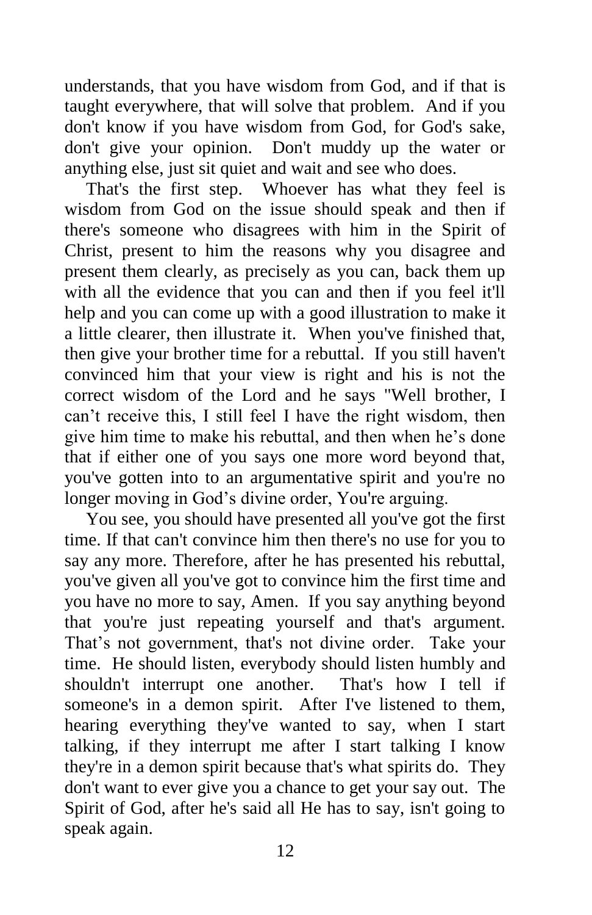understands, that you have wisdom from God, and if that is taught everywhere, that will solve that problem. And if you don't know if you have wisdom from God, for God's sake, don't give your opinion. Don't muddy up the water or anything else, just sit quiet and wait and see who does.

That's the first step. Whoever has what they feel is wisdom from God on the issue should speak and then if there's someone who disagrees with him in the Spirit of Christ, present to him the reasons why you disagree and present them clearly, as precisely as you can, back them up with all the evidence that you can and then if you feel it'll help and you can come up with a good illustration to make it a little clearer, then illustrate it. When you've finished that, then give your brother time for a rebuttal. If you still haven't convinced him that your view is right and his is not the correct wisdom of the Lord and he says "Well brother, I can't receive this, I still feel I have the right wisdom, then give him time to make his rebuttal, and then when he's done that if either one of you says one more word beyond that, you've gotten into to an argumentative spirit and you're no longer moving in God's divine order, You're arguing.

You see, you should have presented all you've got the first time. If that can't convince him then there's no use for you to say any more. Therefore, after he has presented his rebuttal, you've given all you've got to convince him the first time and you have no more to say, Amen. If you say anything beyond that you're just repeating yourself and that's argument. That's not government, that's not divine order. Take your time. He should listen, everybody should listen humbly and shouldn't interrupt one another. That's how I tell if someone's in a demon spirit. After I've listened to them, hearing everything they've wanted to say, when I start talking, if they interrupt me after I start talking I know they're in a demon spirit because that's what spirits do. They don't want to ever give you a chance to get your say out. The Spirit of God, after he's said all He has to say, isn't going to speak again.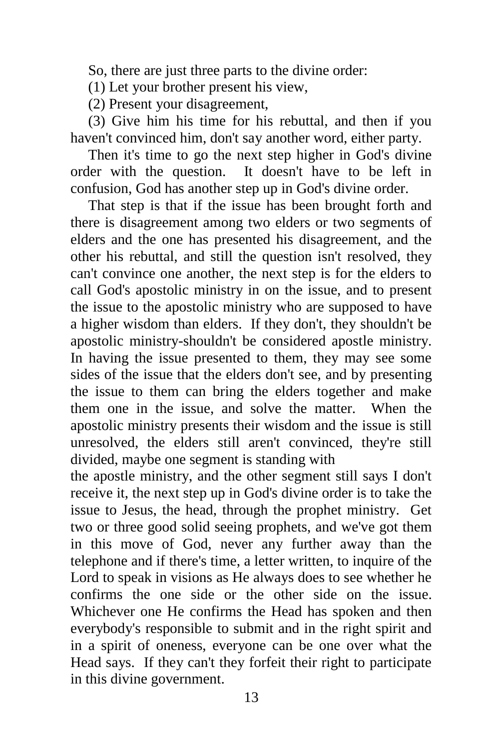So, there are just three parts to the divine order:

(1) Let your brother present his view,

(2) Present your disagreement,

(3) Give him his time for his rebuttal, and then if you haven't convinced him, don't say another word, either party.

Then it's time to go the next step higher in God's divine order with the question. It doesn't have to be left in confusion, God has another step up in God's divine order.

That step is that if the issue has been brought forth and there is disagreement among two elders or two segments of elders and the one has presented his disagreement, and the other his rebuttal, and still the question isn't resolved, they can't convince one another, the next step is for the elders to call God's apostolic ministry in on the issue, and to present the issue to the apostolic ministry who are supposed to have a higher wisdom than elders. If they don't, they shouldn't be apostolic ministry-shouldn't be considered apostle ministry. In having the issue presented to them, they may see some sides of the issue that the elders don't see, and by presenting the issue to them can bring the elders together and make them one in the issue, and solve the matter. When the apostolic ministry presents their wisdom and the issue is still unresolved, the elders still aren't convinced, they're still divided, maybe one segment is standing with the apostle ministry, and the other segment still says I don't receive it, the next step up in God's divine order is to take the issue to Jesus, the head, through the prophet ministry. Get two or three good solid seeing prophets, and we've got them in this move of God, never any further away than the telephone and if there's time, a letter written, to inquire of the Lord to speak in visions as He always does to see whether he confirms the one side or the other side on the issue. Whichever one He confirms the Head has spoken and then everybody's responsible to submit and in the right spirit and in a spirit of oneness, everyone can be one over what the Head says. If they can't they forfeit their right to participate in this divine government.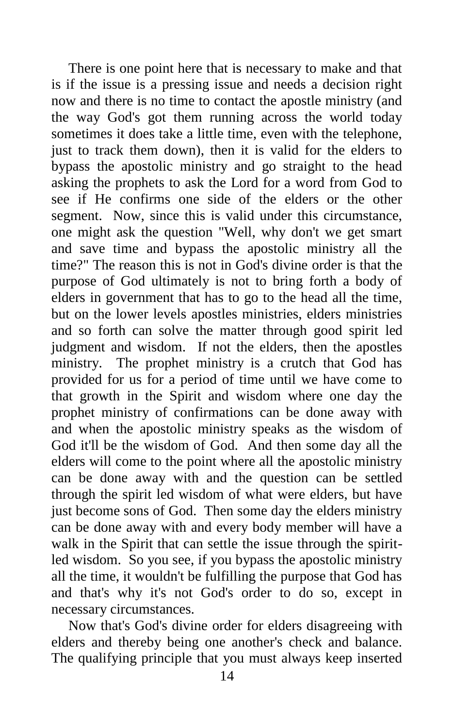There is one point here that is necessary to make and that is if the issue is a pressing issue and needs a decision right now and there is no time to contact the apostle ministry (and the way God's got them running across the world today sometimes it does take a little time, even with the telephone, just to track them down), then it is valid for the elders to bypass the apostolic ministry and go straight to the head asking the prophets to ask the Lord for a word from God to see if He confirms one side of the elders or the other segment. Now, since this is valid under this circumstance, one might ask the question "Well, why don't we get smart and save time and bypass the apostolic ministry all the time?" The reason this is not in God's divine order is that the purpose of God ultimately is not to bring forth a body of elders in government that has to go to the head all the time, but on the lower levels apostles ministries, elders ministries and so forth can solve the matter through good spirit led judgment and wisdom. If not the elders, then the apostles ministry. The prophet ministry is a crutch that God has provided for us for a period of time until we have come to that growth in the Spirit and wisdom where one day the prophet ministry of confirmations can be done away with and when the apostolic ministry speaks as the wisdom of God it'll be the wisdom of God. And then some day all the elders will come to the point where all the apostolic ministry can be done away with and the question can be settled through the spirit led wisdom of what were elders, but have just become sons of God. Then some day the elders ministry can be done away with and every body member will have a walk in the Spirit that can settle the issue through the spirit-led wisdom. So you see, if you bypass the apostolic ministry all the time, it wouldn't be fulfilling the purpose that God has and that's why it's not God's order to do so, except in necessary circumstances.

Now that's God's divine order for elders disagreeing with elders and thereby being one another's check and balance. The qualifying principle that you must always keep inserted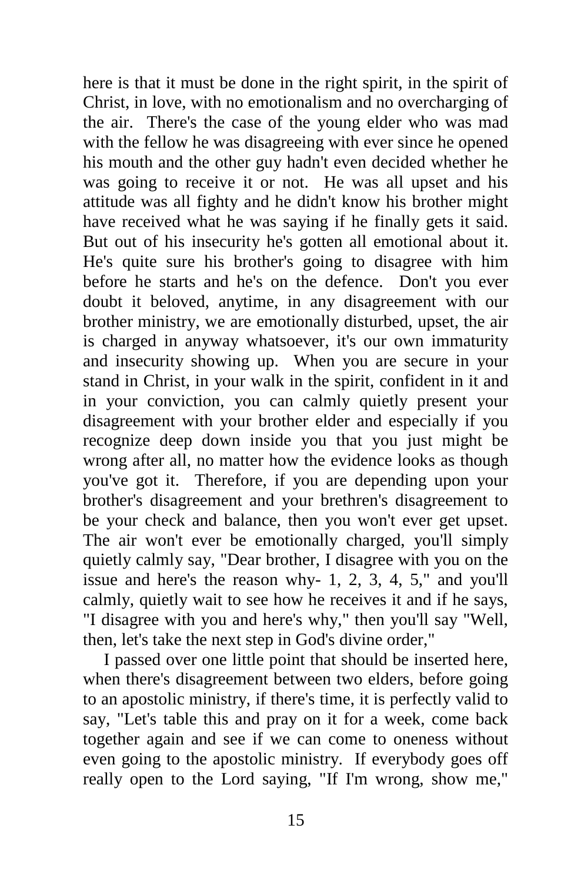here is that it must be done in the right spirit, in the spirit of Christ, in love, with no emotionalism and no overcharging of the air. There's the case of the young elder who was mad with the fellow he was disagreeing with ever since he opened his mouth and the other guy hadn't even decided whether he was going to receive it or not. He was all upset and his attitude was all fighty and he didn't know his brother might have received what he was saying if he finally gets it said. But out of his insecurity he's gotten all emotional about it. He's quite sure his brother's going to disagree with him before he starts and he's on the defence. Don't you ever doubt it beloved, anytime, in any disagreement with our brother ministry, we are emotionally disturbed, upset, the air is charged in anyway whatsoever, it's our own immaturity and insecurity showing up. When you are secure in your stand in Christ, in your walk in the spirit, confident in it and in your conviction, you can calmly quietly present your disagreement with your brother elder and especially if you recognize deep down inside you that you just might be wrong after all, no matter how the evidence looks as though you've got it. Therefore, if you are depending upon your brother's disagreement and your brethren's disagreement to be your check and balance, then you won't ever get upset. The air won't ever be emotionally charged, you'll simply quietly calmly say, "Dear brother, I disagree with you on the issue and here's the reason why- 1, 2, 3, 4, 5," and you'll calmly, quietly wait to see how he receives it and if he says, "I disagree with you and here's why," then you'll say "Well, then, let's take the next step in God's divine order,"

I passed over one little point that should be inserted here, when there's disagreement between two elders, before going to an apostolic ministry, if there's time, it is perfectly valid to say, "Let's table this and pray on it for a week, come back together again and see if we can come to oneness without even going to the apostolic ministry. If everybody goes off really open to the Lord saying, "If I'm wrong, show me,"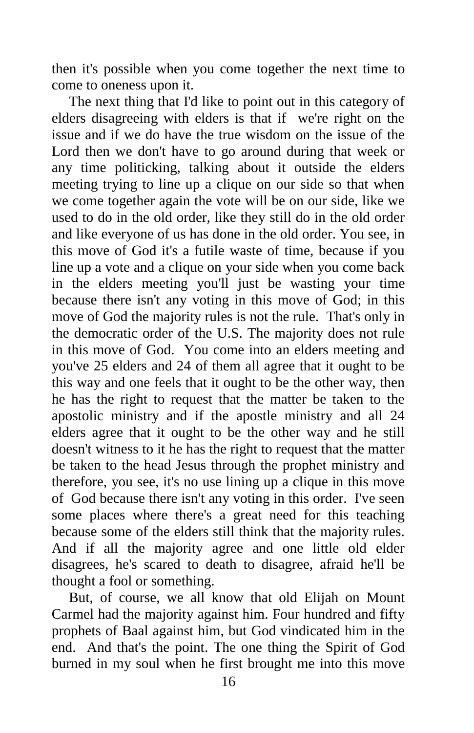then it's possible when you come together the next time to come to oneness upon it.

The next thing that I'd like to point out in this category of elders disagreeing with elders is that if we're right on the issue and if we do have the true wisdom on the issue of the Lord then we don't have to go around during that week or any time politicking, talking about it outside the elders meeting trying to line up a clique on our side so that when we come together again the vote will be on our side, like we used to do in the old order, like they still do in the old order and like everyone of us has done in the old order. You see, in this move of God it's a futile waste of time, because if you line up a vote and a clique on your side when you come back in the elders meeting you'll just be wasting your time because there isn't any voting in this move of God; in this move of God the majority rules is not the rule. That's only in the democratic order of the U.S. The majority does not rule in this move of God. You come into an elders meeting and you've 25 elders and 24 of them all agree that it ought to be this way and one feels that it ought to be the other way, then he has the right to request that the matter be taken to the apostolic ministry and if the apostle ministry and all 24 elders agree that it ought to be the other way and he still doesn't witness to it he has the right to request that the matter be taken to the head Jesus through the prophet ministry and therefore, you see, it's no use lining up a clique in this move of God because there isn't any voting in this order. I've seen some places where there's a great need for this teaching because some of the elders still think that the majority rules. And if all the majority agree and one little old elder disagrees, he's scared to death to disagree, afraid he'll be thought a fool or something.

But, of course, we all know that old Elijah on Mount Carmel had the majority against him. Four hundred and fifty prophets of Baal against him, but God vindicated him in the end. And that's the point. The one thing the Spirit of God burned in my soul when he first brought me into this move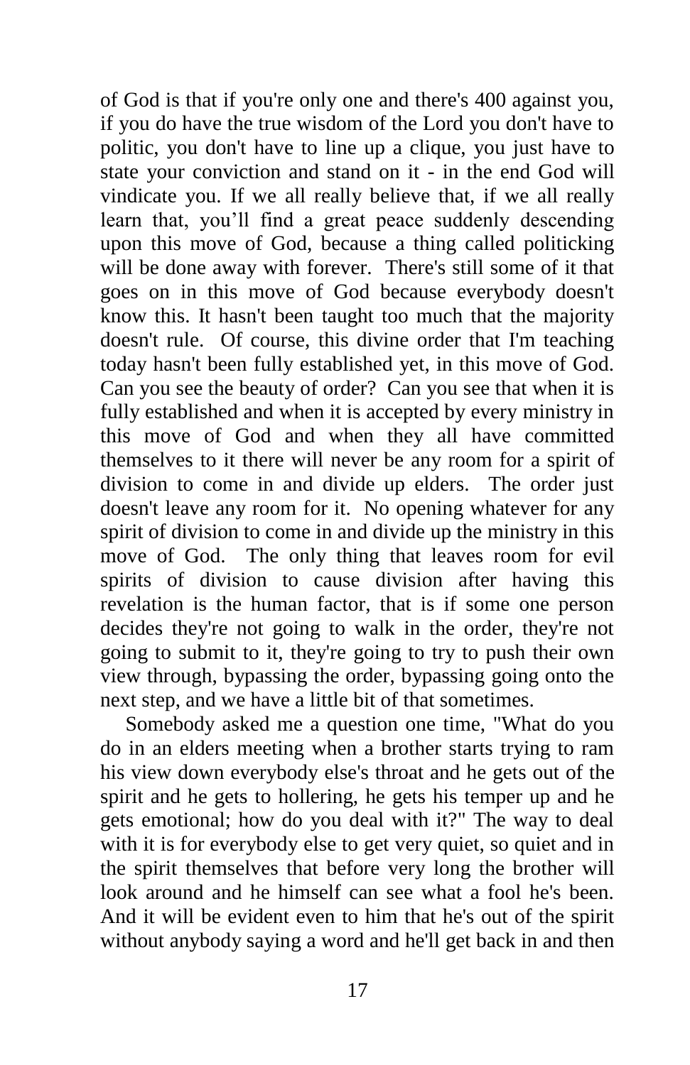of God is that if you're only one and there's 400 against you, if you do have the true wisdom of the Lord you don't have to politic, you don't have to line up a clique, you just have to state your conviction and stand on it - in the end God will vindicate you. If we all really believe that, if we all really learn that, you'll find a great peace suddenly descending upon this move of God, because a thing called politicking will be done away with forever. There's still some of it that goes on in this move of God because everybody doesn't know this. It hasn't been taught too much that the majority doesn't rule. Of course, this divine order that I'm teaching today hasn't been fully established yet, in this move of God. Can you see the beauty of order? Can you see that when it is fully established and when it is accepted by every ministry in this move of God and when they all have committed themselves to it there will never be any room for a spirit of division to come in and divide up elders. The order just doesn't leave any room for it. No opening whatever for any spirit of division to come in and divide up the ministry in this move of God. The only thing that leaves room for evil spirits of division to cause division after having this revelation is the human factor, that is if some one person decides they're not going to walk in the order, they're not going to submit to it, they're going to try to push their own view through, bypassing the order, bypassing going onto the next step, and we have a little bit of that sometimes.

Somebody asked me a question one time, "What do you do in an elders meeting when a brother starts trying to ram his view down everybody else's throat and he gets out of the spirit and he gets to hollering, he gets his temper up and he gets emotional; how do you deal with it?" The way to deal with it is for everybody else to get very quiet, so quiet and in the spirit themselves that before very long the brother will look around and he himself can see what a fool he's been. And it will be evident even to him that he's out of the spirit without anybody saying a word and he'll get back in and then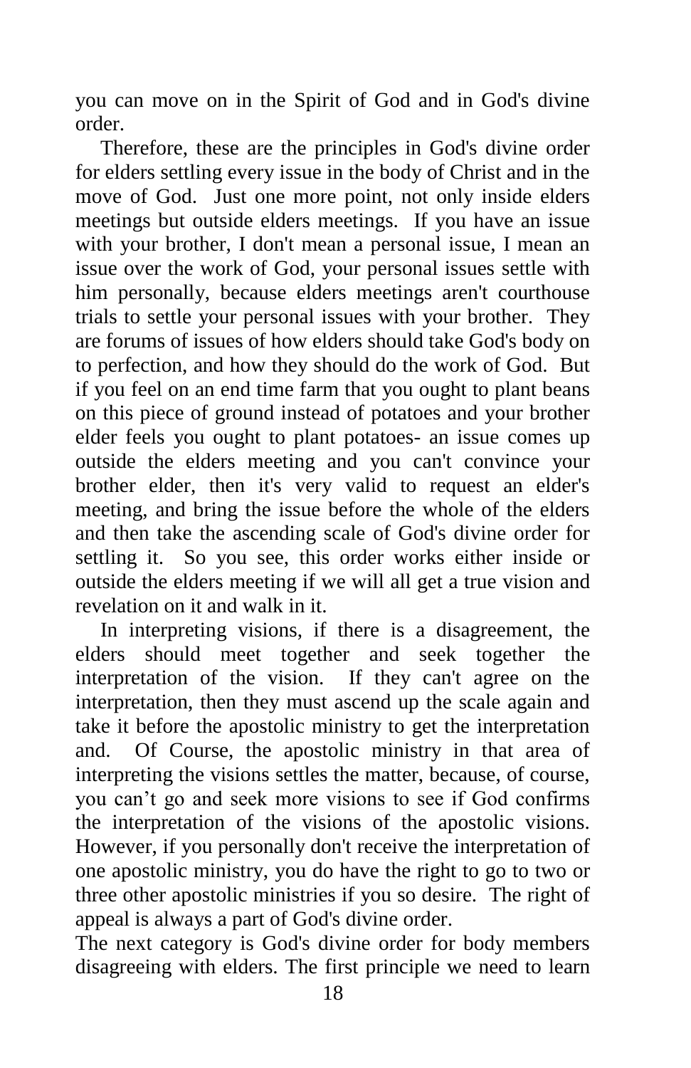you can move on in the Spirit of God and in God's divine order.

Therefore, these are the principles in God's divine order for elders settling every issue in the body of Christ and in the move of God. Just one more point, not only inside elders meetings but outside elders meetings. If you have an issue with your brother, I don't mean a personal issue, I mean an issue over the work of God, your personal issues settle with him personally, because elders meetings aren't courthouse trials to settle your personal issues with your brother. They are forums of issues of how elders should take God's body on to perfection, and how they should do the work of God. But if you feel on an end time farm that you ought to plant beans on this piece of ground instead of potatoes and your brother elder feels you ought to plant potatoes- an issue comes up outside the elders meeting and you can't convince your brother elder, then it's very valid to request an elder's meeting, and bring the issue before the whole of the elders and then take the ascending scale of God's divine order for settling it. So you see, this order works either inside or outside the elders meeting if we will all get a true vision and revelation on it and walk in it.

In interpreting visions, if there is a disagreement, the elders should meet together and seek together the interpretation of the vision. If they can't agree on the interpretation, then they must ascend up the scale again and take it before the apostolic ministry to get the interpretation and. Of Course, the apostolic ministry in that area of interpreting the visions settles the matter, because, of course, you can't go and seek more visions to see if God confirms the interpretation of the visions of the apostolic visions. However, if you personally don't receive the interpretation of one apostolic ministry, you do have the right to go to two or three other apostolic ministries if you so desire. The right of appeal is always a part of God's divine order.

The next category is God's divine order for body members disagreeing with elders. The first principle we need to learn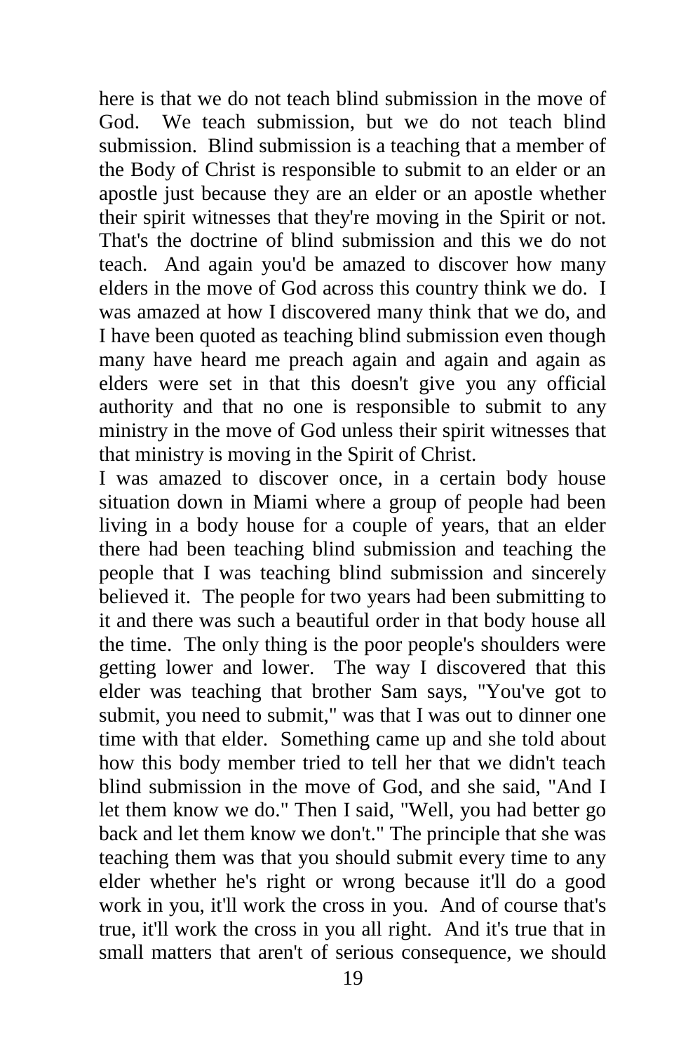here is that we do not teach blind submission in the move of God. We teach submission, but we do not teach blind submission. Blind submission is a teaching that a member of the Body of Christ is responsible to submit to an elder or an apostle just because they are an elder or an apostle whether their spirit witnesses that they're moving in the Spirit or not. That's the doctrine of blind submission and this we do not teach. And again you'd be amazed to discover how many elders in the move of God across this country think we do. I was amazed at how I discovered many think that we do, and I have been quoted as teaching blind submission even though many have heard me preach again and again and again as elders were set in that this doesn't give you any official authority and that no one is responsible to submit to any ministry in the move of God unless their spirit witnesses that that ministry is moving in the Spirit of Christ.

I was amazed to discover once, in a certain body house situation down in Miami where a group of people had been living in a body house for a couple of years, that an elder there had been teaching blind submission and teaching the people that I was teaching blind submission and sincerely believed it. The people for two years had been submitting to it and there was such a beautiful order in that body house all the time. The only thing is the poor people's shoulders were getting lower and lower. The way I discovered that this elder was teaching that brother Sam says, "You've got to submit, you need to submit," was that I was out to dinner one time with that elder. Something came up and she told about how this body member tried to tell her that we didn't teach blind submission in the move of God, and she said, "And I let them know we do." Then I said, "Well, you had better go back and let them know we don't." The principle that she was teaching them was that you should submit every time to any elder whether he's right or wrong because it'll do a good work in you, it'll work the cross in you. And of course that's true, it'll work the cross in you all right. And it's true that in small matters that aren't of serious consequence, we should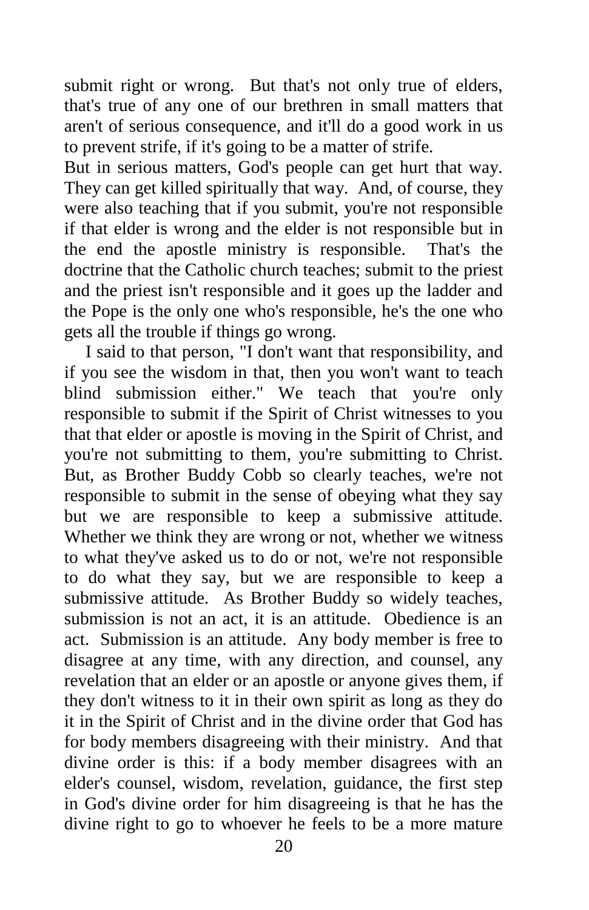submit right or wrong. But that's not only true of elders, that's true of any one of our brethren in small matters that aren't of serious consequence, and it'll do a good work in us to prevent strife, if it's going to be a matter of strife.

But in serious matters, God's people can get hurt that way. They can get killed spiritually that way. And, of course, they were also teaching that if you submit, you're not responsible if that elder is wrong and the elder is not responsible but in the end the apostle ministry is responsible. That's the doctrine that the Catholic church teaches; submit to the priest and the priest isn't responsible and it goes up the ladder and the Pope is the only one who's responsible, he's the one who gets all the trouble if things go wrong.

I said to that person, "I don't want that responsibility, and if you see the wisdom in that, then you won't want to teach blind submission either." We teach that you're only responsible to submit if the Spirit of Christ witnesses to you that that elder or apostle is moving in the Spirit of Christ, and you're not submitting to them, you're submitting to Christ. But, as Brother Buddy Cobb so clearly teaches, we're not responsible to submit in the sense of obeying what they say but we are responsible to keep a submissive attitude. Whether we think they are wrong or not, whether we witness to what they've asked us to do or not, we're not responsible to do what they say, but we are responsible to keep a submissive attitude. As Brother Buddy so widely teaches, submission is not an act, it is an attitude. Obedience is an act. Submission is an attitude. Any body member is free to disagree at any time, with any direction, and counsel, any revelation that an elder or an apostle or anyone gives them, if they don't witness to it in their own spirit as long as they do it in the Spirit of Christ and in the divine order that God has for body members disagreeing with their ministry. And that divine order is this: if a body member disagrees with an elder's counsel, wisdom, revelation, guidance, the first step in God's divine order for him disagreeing is that he has the divine right to go to whoever he feels to be a more mature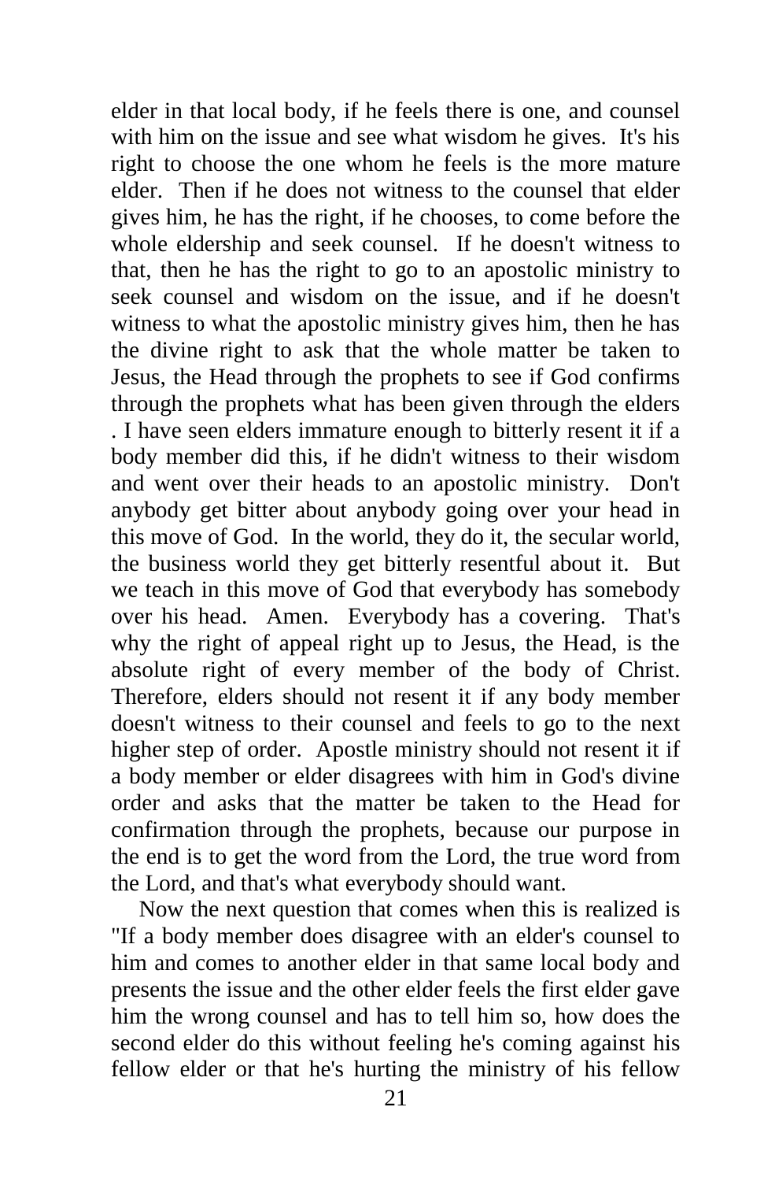elder in that local body, if he feels there is one, and counsel with him on the issue and see what wisdom he gives. It's his right to choose the one whom he feels is the more mature elder. Then if he does not witness to the counsel that elder gives him, he has the right, if he chooses, to come before the whole eldership and seek counsel. If he doesn't witness to that, then he has the right to go to an apostolic ministry to seek counsel and wisdom on the issue, and if he doesn't witness to what the apostolic ministry gives him, then he has the divine right to ask that the whole matter be taken to Jesus, the Head through the prophets to see if God confirms through the prophets what has been given through the elders . I have seen elders immature enough to bitterly resent it if a body member did this, if he didn't witness to their wisdom and went over their heads to an apostolic ministry. Don't anybody get bitter about anybody going over your head in this move of God. In the world, they do it, the secular world, the business world they get bitterly resentful about it. But we teach in this move of God that everybody has somebody over his head. Amen. Everybody has a covering. That's why the right of appeal right up to Jesus, the Head, is the absolute right of every member of the body of Christ. Therefore, elders should not resent it if any body member doesn't witness to their counsel and feels to go to the next higher step of order. Apostle ministry should not resent it if a body member or elder disagrees with him in God's divine order and asks that the matter be taken to the Head for confirmation through the prophets, because our purpose in the end is to get the word from the Lord, the true word from the Lord, and that's what everybody should want.

Now the next question that comes when this is realized is "If a body member does disagree with an elder's counsel to him and comes to another elder in that same local body and presents the issue and the other elder feels the first elder gave him the wrong counsel and has to tell him so, how does the second elder do this without feeling he's coming against his fellow elder or that he's hurting the ministry of his fellow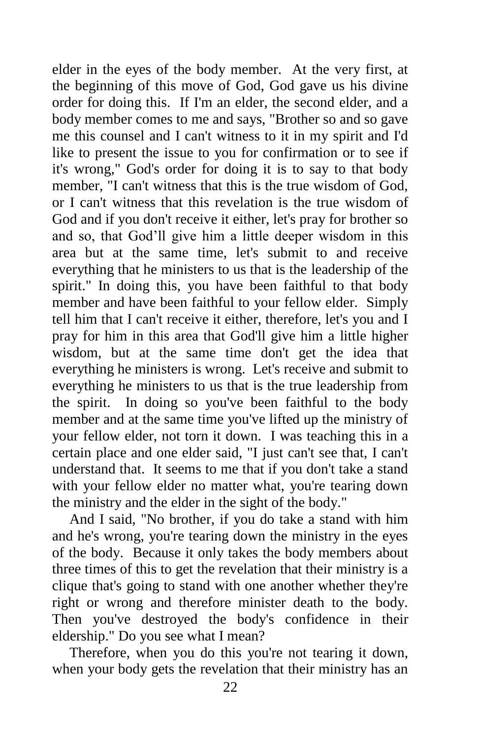elder in the eyes of the body member. At the very first, at the beginning of this move of God, God gave us his divine order for doing this. If I'm an elder, the second elder, and a body member comes to me and says, "Brother so and so gave me this counsel and I can't witness to it in my spirit and I'd like to present the issue to you for confirmation or to see if it's wrong," God's order for doing it is to say to that body member, "I can't witness that this is the true wisdom of God, or I can't witness that this revelation is the true wisdom of God and if you don't receive it either, let's pray for brother so and so, that God'll give him a little deeper wisdom in this area but at the same time, let's submit to and receive everything that he ministers to us that is the leadership of the spirit." In doing this, you have been faithful to that body member and have been faithful to your fellow elder. Simply tell him that I can't receive it either, therefore, let's you and I pray for him in this area that God'll give him a little higher wisdom, but at the same time don't get the idea that everything he ministers is wrong. Let's receive and submit to everything he ministers to us that is the true leadership from the spirit. In doing so you've been faithful to the body member and at the same time you've lifted up the ministry of your fellow elder, not torn it down. I was teaching this in a certain place and one elder said, "I just can't see that, I can't understand that. It seems to me that if you don't take a stand with your fellow elder no matter what, you're tearing down the ministry and the elder in the sight of the body."

And I said, "No brother, if you do take a stand with him and he's wrong, you're tearing down the ministry in the eyes of the body. Because it only takes the body members about three times of this to get the revelation that their ministry is a clique that's going to stand with one another whether they're right or wrong and therefore minister death to the body. Then you've destroyed the body's confidence in their eldership." Do you see what I mean?

Therefore, when you do this you're not tearing it down, when your body gets the revelation that their ministry has an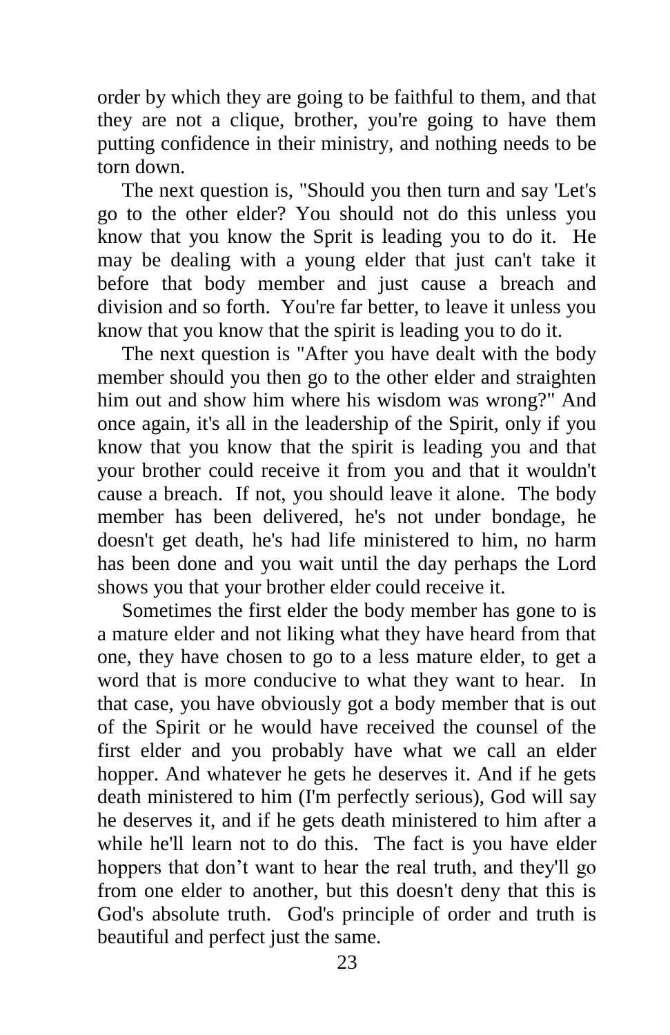order by which they are going to be faithful to them, and that they are not a clique, brother, you're going to have them putting confidence in their ministry, and nothing needs to be torn down.

The next question is, "Should you then turn and say 'Let's go to the other elder? You should not do this unless you know that you know the Sprit is leading you to do it. He may be dealing with a young elder that just can't take it before that body member and just cause a breach and division and so forth. You're far better, to leave it unless you know that you know that the spirit is leading you to do it.

The next question is "After you have dealt with the body member should you then go to the other elder and straighten him out and show him where his wisdom was wrong?" And once again, it's all in the leadership of the Spirit, only if you know that you know that the spirit is leading you and that your brother could receive it from you and that it wouldn't cause a breach. If not, you should leave it alone. The body member has been delivered, he's not under bondage, he doesn't get death, he's had life ministered to him, no harm has been done and you wait until the day perhaps the Lord shows you that your brother elder could receive it.

Sometimes the first elder the body member has gone to is a mature elder and not liking what they have heard from that one, they have chosen to go to a less mature elder, to get a word that is more conducive to what they want to hear. In that case, you have obviously got a body member that is out of the Spirit or he would have received the counsel of the first elder and you probably have what we call an elder hopper. And whatever he gets he deserves it. And if he gets death ministered to him (I'm perfectly serious), God will say he deserves it, and if he gets death ministered to him after a while he'll learn not to do this. The fact is you have elder hoppers that don’t want to hear the real truth, and they'll go from one elder to another, but this doesn't deny that this is God's absolute truth. God's principle of order and truth is beautiful and perfect just the same.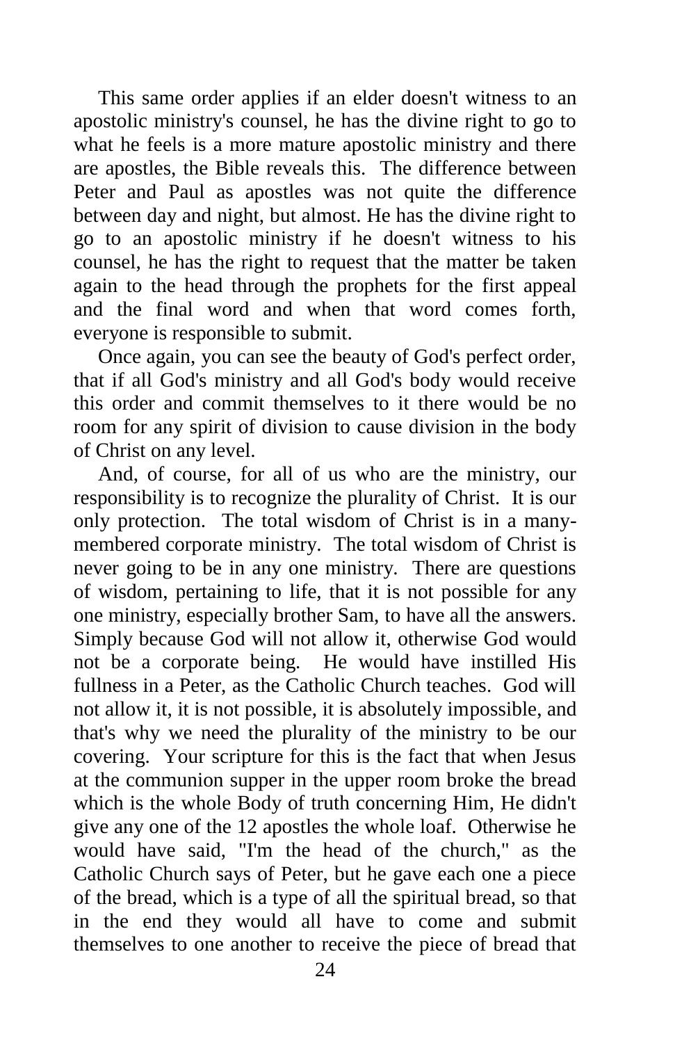This same order applies if an elder doesn't witness to an apostolic ministry's counsel, he has the divine right to go to what he feels is a more mature apostolic ministry and there are apostles, the Bible reveals this. The difference between Peter and Paul as apostles was not quite the difference between day and night, but almost. He has the divine right to go to an apostolic ministry if he doesn't witness to his counsel, he has the right to request that the matter be taken again to the head through the prophets for the first appeal and the final word and when that word comes forth, everyone is responsible to submit.

Once again, you can see the beauty of God's perfect order, that if all God's ministry and all God's body would receive this order and commit themselves to it there would be no room for any spirit of division to cause division in the body of Christ on any level.

And, of course, for all of us who are the ministry, our responsibility is to recognize the plurality of Christ. It is our only protection. The total wisdom of Christ is in a many-membered corporate ministry. The total wisdom of Christ is never going to be in any one ministry. There are questions of wisdom, pertaining to life, that it is not possible for any one ministry, especially brother Sam, to have all the answers. Simply because God will not allow it, otherwise God would not be a corporate being. He would have instilled His fullness in a Peter, as the Catholic Church teaches. God will not allow it, it is not possible, it is absolutely impossible, and that's why we need the plurality of the ministry to be our covering. Your scripture for this is the fact that when Jesus at the communion supper in the upper room broke the bread which is the whole Body of truth concerning Him, He didn't give any one of the 12 apostles the whole loaf. Otherwise he would have said, "I'm the head of the church," as the Catholic Church says of Peter, but he gave each one a piece of the bread, which is a type of all the spiritual bread, so that in the end they would all have to come and submit themselves to one another to receive the piece of bread that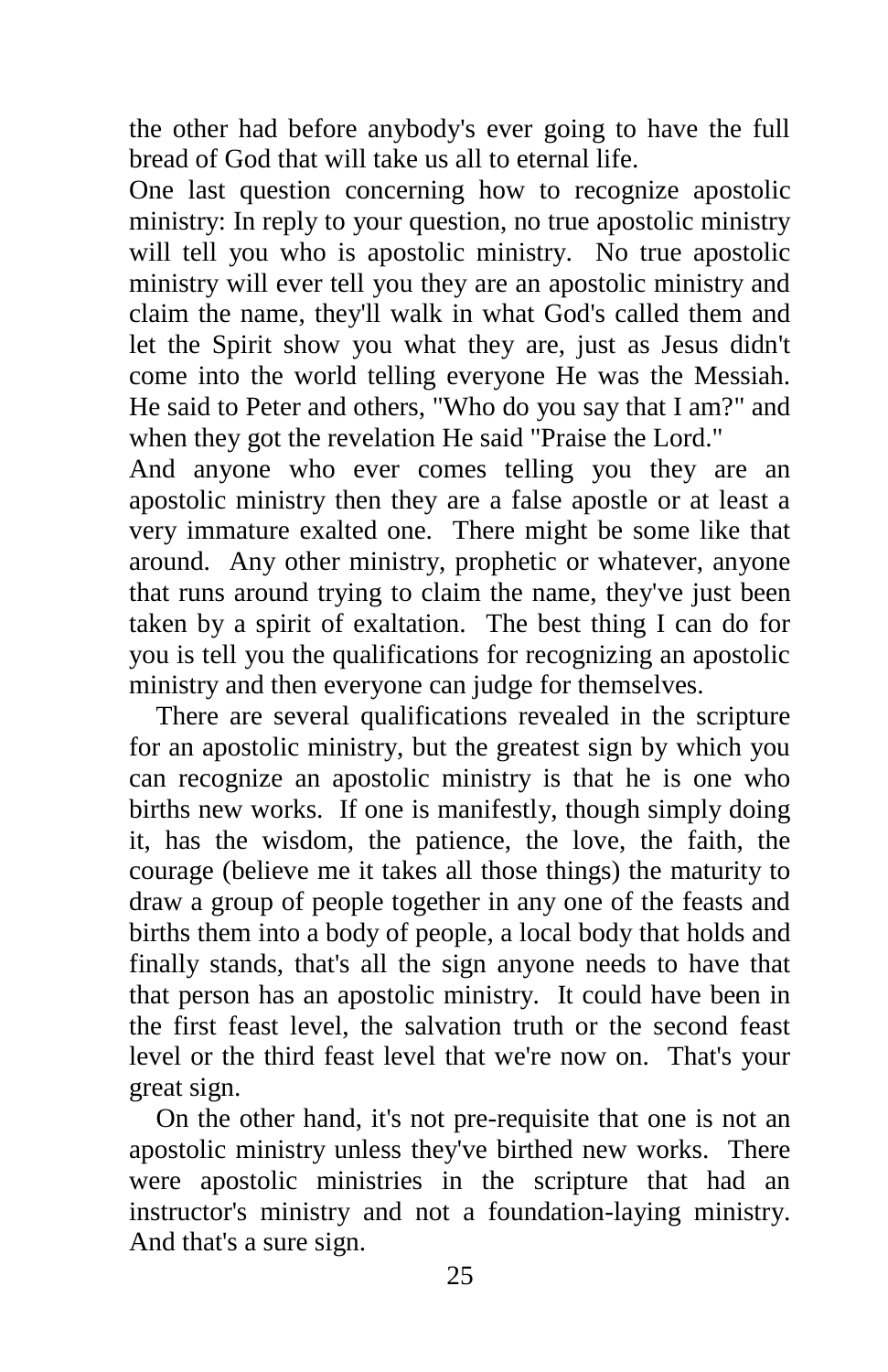the other had before anybody's ever going to have the full bread of God that will take us all to eternal life.

One last question concerning how to recognize apostolic ministry: In reply to your question, no true apostolic ministry will tell you who is apostolic ministry. No true apostolic ministry will ever tell you they are an apostolic ministry and claim the name, they'll walk in what God's called them and let the Spirit show you what they are, just as Jesus didn't come into the world telling everyone He was the Messiah. He said to Peter and others, "Who do you say that I am?" and when they got the revelation He said "Praise the Lord."

And anyone who ever comes telling you they are an apostolic ministry then they are a false apostle or at least a very immature exalted one. There might be some like that around. Any other ministry, prophetic or whatever, anyone that runs around trying to claim the name, they've just been taken by a spirit of exaltation. The best thing I can do for you is tell you the qualifications for recognizing an apostolic ministry and then everyone can judge for themselves.

There are several qualifications revealed in the scripture for an apostolic ministry, but the greatest sign by which you can recognize an apostolic ministry is that he is one who births new works. If one is manifestly, though simply doing it, has the wisdom, the patience, the love, the faith, the courage (believe me it takes all those things) the maturity to draw a group of people together in any one of the feasts and births them into a body of people, a local body that holds and finally stands, that's all the sign anyone needs to have that that person has an apostolic ministry. It could have been in the first feast level, the salvation truth or the second feast level or the third feast level that we're now on. That's your great sign.

On the other hand, it's not pre-requisite that one is not an apostolic ministry unless they've birthed new works. There were apostolic ministries in the scripture that had an instructor's ministry and not a foundation-laying ministry. And that's a sure sign.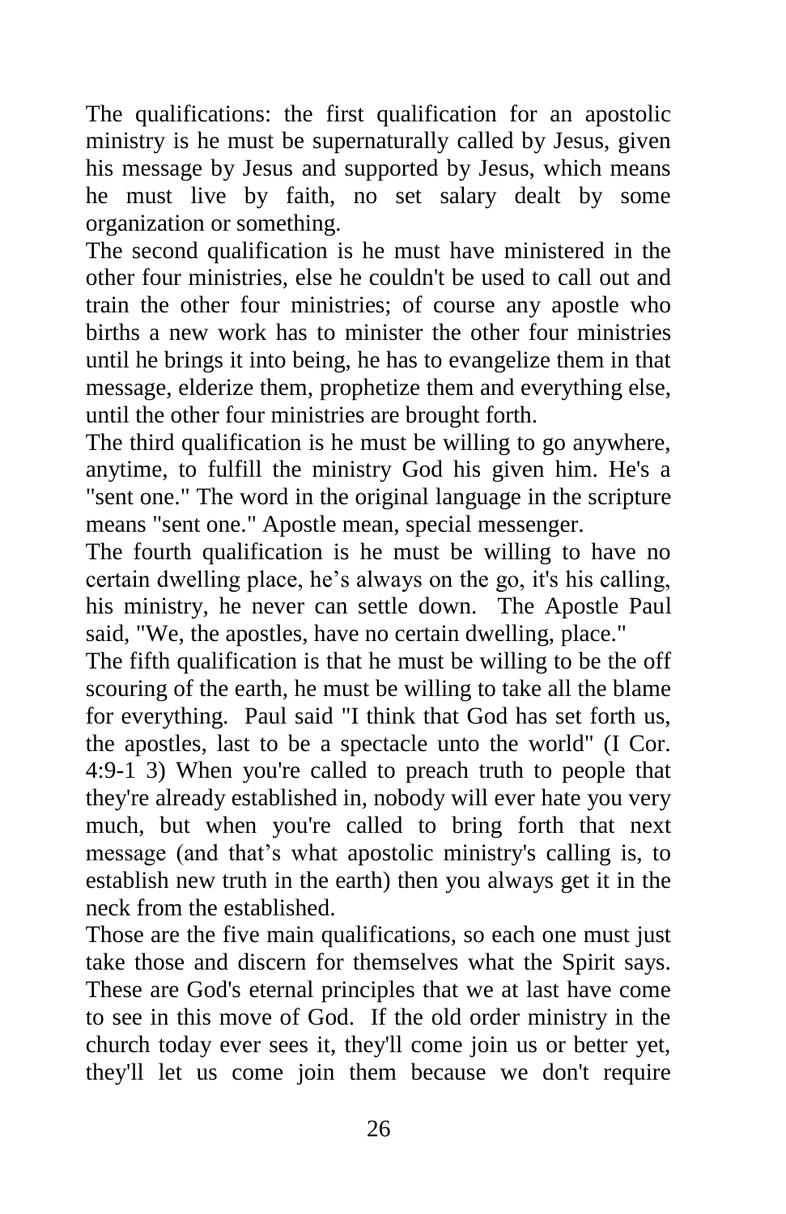The qualifications: the first qualification for an apostolic ministry is he must be supernaturally called by Jesus, given his message by Jesus and supported by Jesus, which means he must live by faith, no set salary dealt by some organization or something.

The second qualification is he must have ministered in the other four ministries, else he couldn't be used to call out and train the other four ministries; of course any apostle who births a new work has to minister the other four ministries until he brings it into being, he has to evangelize them in that message, elderize them, prophetize them and everything else, until the other four ministries are brought forth.

The third qualification is he must be willing to go anywhere, anytime, to fulfill the ministry God his given him. He's a "sent one." The word in the original language in the scripture means "sent one." Apostle mean, special messenger.

The fourth qualification is he must be willing to have no certain dwelling place, he's always on the go, it's his calling, his ministry, he never can settle down. The Apostle Paul said, "We, the apostles, have no certain dwelling, place."

The fifth qualification is that he must be willing to be the off scouring of the earth, he must be willing to take all the blame for everything. Paul said "I think that God has set forth us, the apostles, last to be a spectacle unto the world" (I Cor. 4:9-1 3) When you're called to preach truth to people that they're already established in, nobody will ever hate you very much, but when you're called to bring forth that next message (and that's what apostolic ministry's calling is, to establish new truth in the earth) then you always get it in the neck from the established.

Those are the five main qualifications, so each one must just take those and discern for themselves what the Spirit says. These are God's eternal principles that we at last have come to see in this move of God. If the old order ministry in the church today ever sees it, they'll come join us or better yet, they'll let us come join them because we don't require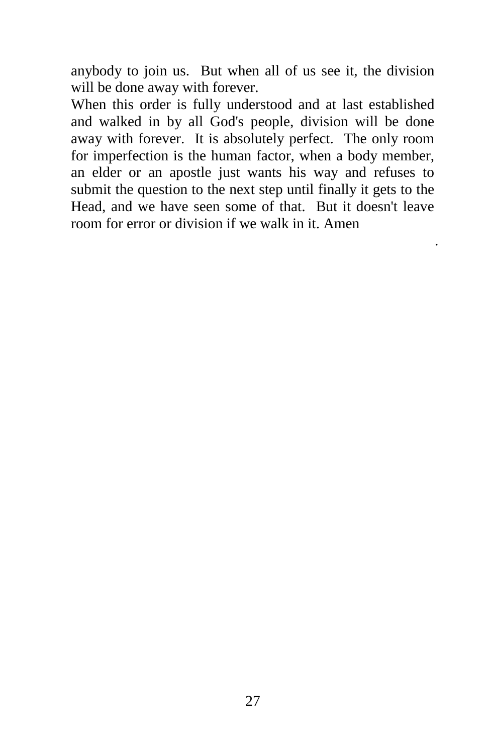anybody to join us. But when all of us see it, the division will be done away with forever.

When this order is fully understood and at last established and walked in by all God's people, division will be done away with forever. It is absolutely perfect. The only room for imperfection is the human factor, when a body member, an elder or an apostle just wants his way and refuses to submit the question to the next step until finally it gets to the Head, and we have seen some of that. But it doesn't leave room for error or division if we walk in it. Amen

.